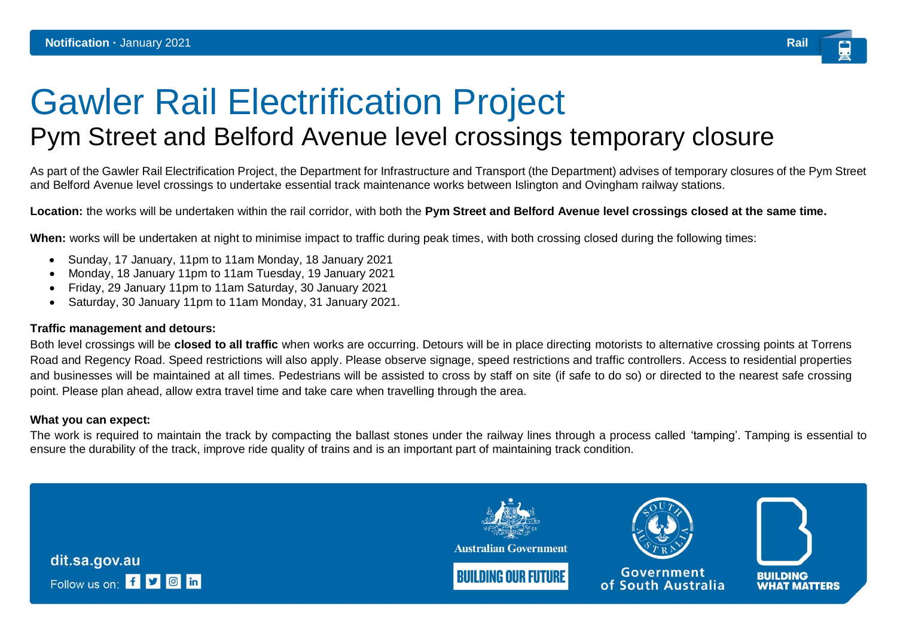**Notification ·** January 2021

**Rail**

# Gawler Rail Electrification Project

## Pym Street and Belford Avenue level crossings temporary closure

As part of the Gawler Rail Electrification Project, the Department for Infrastructure and Transport (the Department) advises of temporary closures of the Pym Street and Belford Avenue level crossings to undertake essential track maintenance works between Islington and Ovingham railway stations.

**Location:** the works will be undertaken within the rail corridor, with both the **Pym Street and Belford Avenue level crossings closed at the same time.**

**When:** works will be undertaken at night to minimise impact to traffic during peak times, with both crossing closed during the following times:

- Sunday, 17 January, 11pm to 11am Monday, 18 January 2021
- Monday, 18 January 11pm to 11am Tuesday, 19 January 2021
- Friday, 29 January 11pm to 11am Saturday, 30 January 2021
- Saturday, 30 January 11pm to 11am Monday, 31 January 2021.

**Traffic management and detours:**

Both level crossings will be **closed to all traffic** when works are occurring. Detours will be in place directing motorists to alternative crossing points at Torrens Road and Regency Road. Speed restrictions will also apply. Please observe signage, speed restrictions and traffic controllers. Access to residential properties and businesses will be maintained at all times. Pedestrians will be assisted to cross by staff on site (if safe to do so) or directed to the nearest safe crossing point. Please plan ahead, allow extra travel time and take care when travelling through the area.

**What you can expect:**

The work is required to maintain the track by compacting the ballast stones under the railway lines through a process called 'tamping'. Tamping is essential to ensure the durability of the track, improve ride quality of trains and is an important part of maintaining track condition.

dit.sa.gov.au

Follow us on:

Australian Government

BUILDING OUR FUTURE

Government of South Australia

BUILDING WHAT MATTERS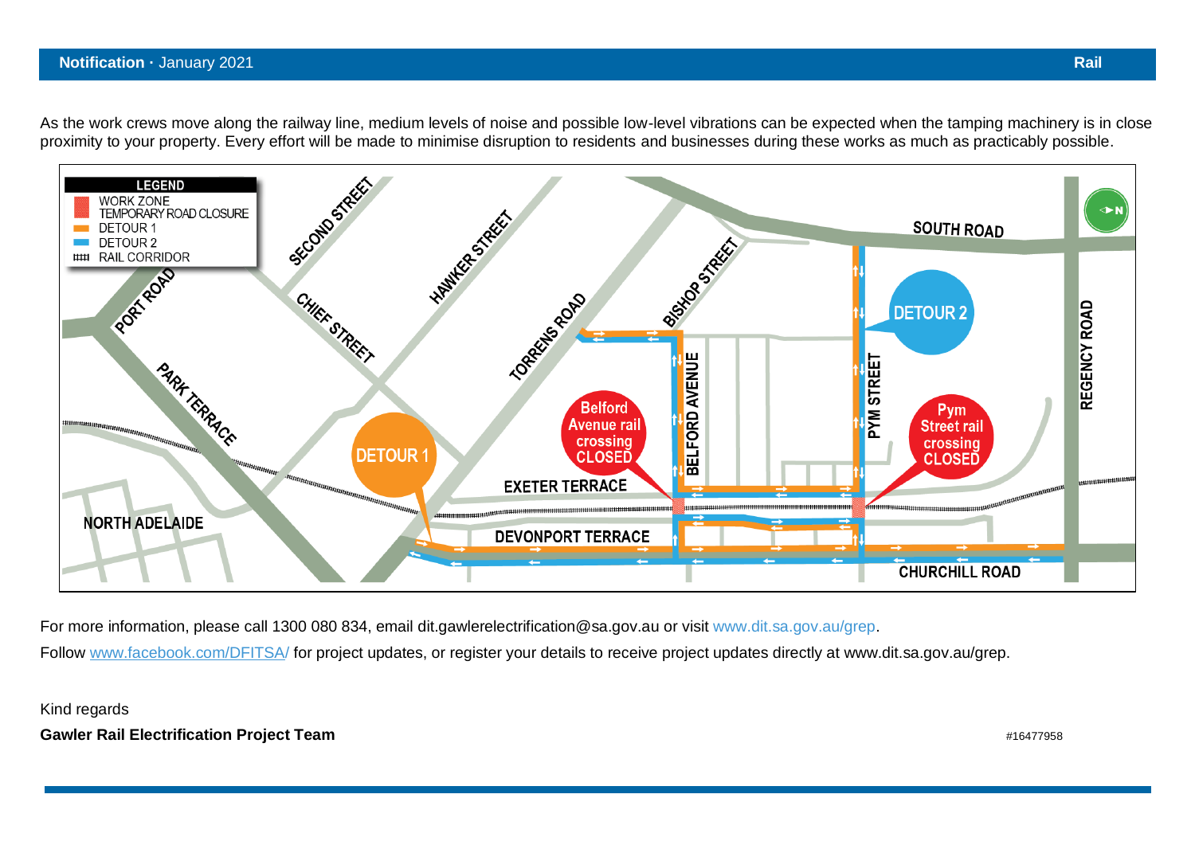As the work crews move along the railway line, medium levels of noise and possible low-level vibrations can be expected when the tamping machinery is in close proximity to your property. Every effort will be made to minimise disruption to residents and businesses during these works as much as practicably possible.

LEGEND
WORK ZONE
TEMPORARY ROAD CLOSURE
DETOUR 1
DETOUR 2
RAIL CORRIDOR

SECOND STREET
HAWKER STREET
CHIEF STREET
TORRENS ROAD
BISHOP STREET
SOUTH ROAD
PORT ROAD
PARK TERRACE
DETOUR 2
REGENCY ROAD
BELFORD AVENUE
PYM STREET
Belford Avenue rail crossing CLOSED
Pym Street rail crossing CLOSED
DETOUR 1
EXETER TERRACE
NORTH ADELAIDE
DEVONPORT TERRACE
CHURCHILL ROAD
N

For more information, please call 1300 080 834, email dit.gawlerelectrification@sa.gov.au or visit www.dit.sa.gov.au/grep.

Follow www.facebook.com/DFITSA/ for project updates, or register your details to receive project updates directly at www.dit.sa.gov.au/grep.

Kind regards

**Gawler Rail Electrification Project Team**

#16477958